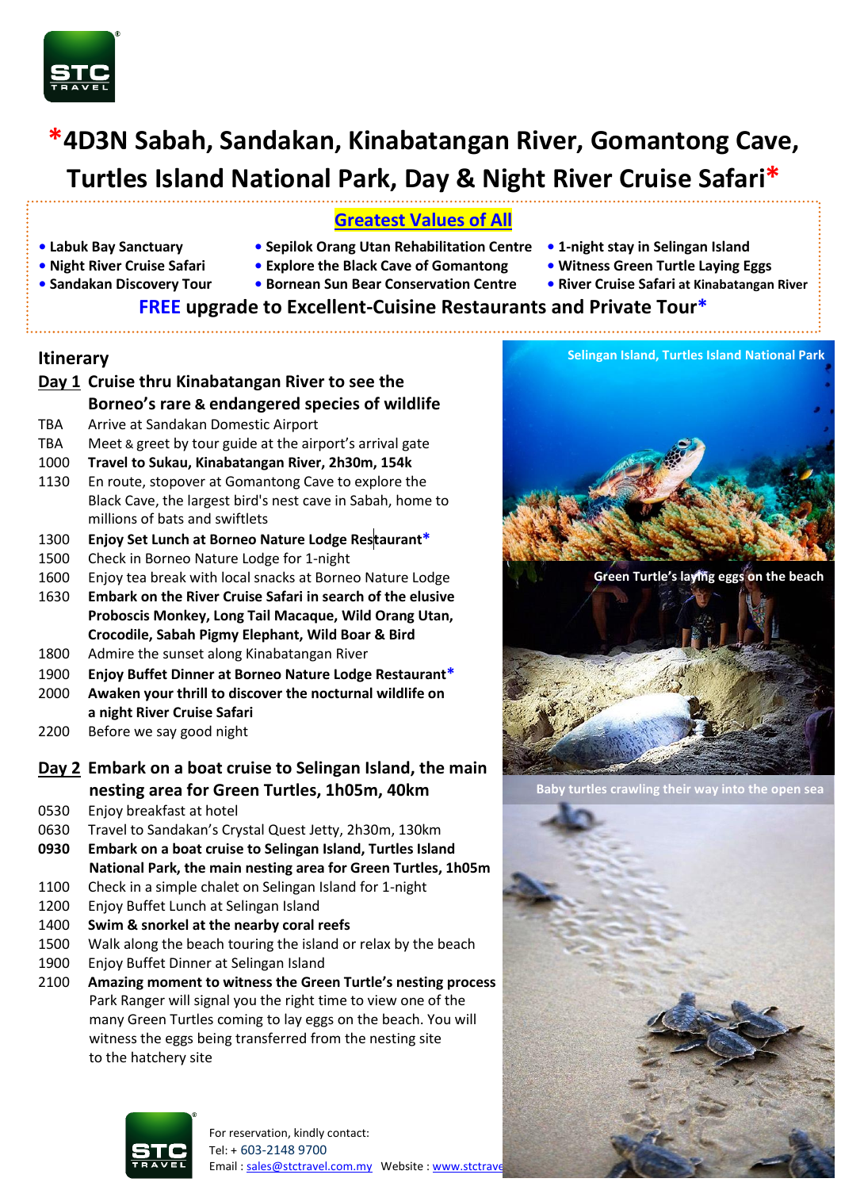# *4D3N Sabah, Sandakan, Kinabatangan River, Gomantong Cave, Turtles Island National Park, Day & Night River Cruise Safari*

## Greatest Values of All

- Labuk Bay Sanctuary
- Night River Cruise Safari
- Sandakan Discovery Tour
- Sepilok Orang Utan Rehabilitation Centre
- Explore the Black Cave of Gomantong
- Bornean Sun Bear Conservation Centre
- 1-night stay in Selingan Island
- Witness Green Turtle Laying Eggs
- River Cruise Safari at Kinabatangan River

**FREE upgrade to Excellent-Cuisine Restaurants and Private Tour***

## Itinerary

### Day 1 Cruise thru Kinabatangan River to see the Borneo's rare & endangered species of wildlife

| | |
|---|---|
| TBA | Arrive at Sandakan Domestic Airport |
| TBA | Meet & greet by tour guide at the airport's arrival gate |
| 1000 | **Travel to Sukau, Kinabatangan River, 2h30m, 154k** |
| 1130 | En route, stopover at Gomantong Cave to explore the Black Cave, the largest bird's nest cave in Sabah, home to millions of bats and swiftlets |
| 1300 | **Enjoy Set Lunch at Borneo Nature Lodge Restaurant*** |
| 1500 | Check in Borneo Nature Lodge for 1-night |
| 1600 | Enjoy tea break with local snacks at Borneo Nature Lodge |
| 1630 | **Embark on the River Cruise Safari in search of the elusive Proboscis Monkey, Long Tail Macaque, Wild Orang Utan, Crocodile, Sabah Pigmy Elephant, Wild Boar & Bird** |
| 1800 | Admire the sunset along Kinabatangan River |
| 1900 | **Enjoy Buffet Dinner at Borneo Nature Lodge Restaurant*** |
| 2000 | **Awaken your thrill to discover the nocturnal wildlife on a night River Cruise Safari** |
| 2200 | Before we say good night |

### Day 2 Embark on a boat cruise to Selingan Island, the main nesting area for Green Turtles, 1h05m, 40km

| | |
|---|---|
| 0530 | Enjoy breakfast at hotel |
| 0630 | Travel to Sandakan's Crystal Quest Jetty, 2h30m, 130km |
| **0930** | **Embark on a boat cruise to Selingan Island, Turtles Island National Park, the main nesting area for Green Turtles, 1h05m** |
| 1100 | Check in a simple chalet on Selingan Island for 1-night |
| 1200 | Enjoy Buffet Lunch at Selingan Island |
| 1400 | **Swim & snorkel at the nearby coral reefs** |
| 1500 | Walk along the beach touring the island or relax by the beach |
| 1900 | Enjoy Buffet Dinner at Selingan Island |
| 2100 | **Amazing moment to witness the Green Turtle's nesting process** Park Ranger will signal you the right time to view one of the many Green Turtles coming to lay eggs on the beach. You will witness the eggs being transferred from the nesting site to the hatchery site |

Selingan Island, Turtles Island National Park

Green Turtle's laying eggs on the beach

Baby turtles crawling their way into the open sea

For reservation, kindly contact:
Tel: + 603-2148 9700
Email : sales@stctravel.com.my Website : www.stctrave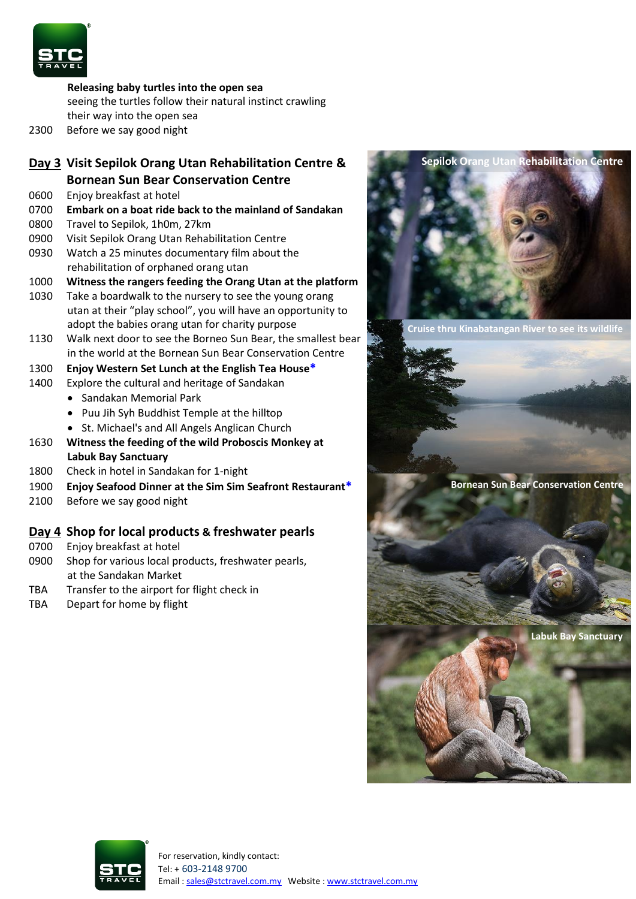**Releasing baby turtles into the open sea**
seeing the turtles follow their natural instinct crawling their way into the open sea

2300 Before we say good night

## Day 3 Visit Sepilok Orang Utan Rehabilitation Centre & Bornean Sun Bear Conservation Centre

0600 Enjoy breakfast at hotel

0700 **Embark on a boat ride back to the mainland of Sandakan**

0800 Travel to Sepilok, 1h0m, 27km

0900 Visit Sepilok Orang Utan Rehabilitation Centre

0930 Watch a 25 minutes documentary film about the rehabilitation of orphaned orang utan

1000 **Witness the rangers feeding the Orang Utan at the platform**

1030 Take a boardwalk to the nursery to see the young orang utan at their "play school", you will have an opportunity to adopt the babies orang utan for charity purpose

1130 Walk next door to see the Borneo Sun Bear, the smallest bear in the world at the Bornean Sun Bear Conservation Centre

1300 **Enjoy Western Set Lunch at the English Tea House***

1400 Explore the cultural and heritage of Sandakan

- Sandakan Memorial Park
- Puu Jih Syh Buddhist Temple at the hilltop
- St. Michael's and All Angels Anglican Church

1630 **Witness the feeding of the wild Proboscis Monkey at Labuk Bay Sanctuary**

1800 Check in hotel in Sandakan for 1-night

1900 **Enjoy Seafood Dinner at the Sim Sim Seafront Restaurant***

2100 Before we say good night

## Day 4 Shop for local products & freshwater pearls

0700 Enjoy breakfast at hotel

0900 Shop for various local products, freshwater pearls, at the Sandakan Market

TBA Transfer to the airport for flight check in

TBA Depart for home by flight

Sepilok Orang Utan Rehabilitation Centre

Cruise thru Kinabatangan River to see its wildlife

Bornean Sun Bear Conservation Centre

Labuk Bay Sanctuary

For reservation, kindly contact:
Tel: + 603-2148 9700
Email : sales@stctravel.com.my Website : www.stctravel.com.my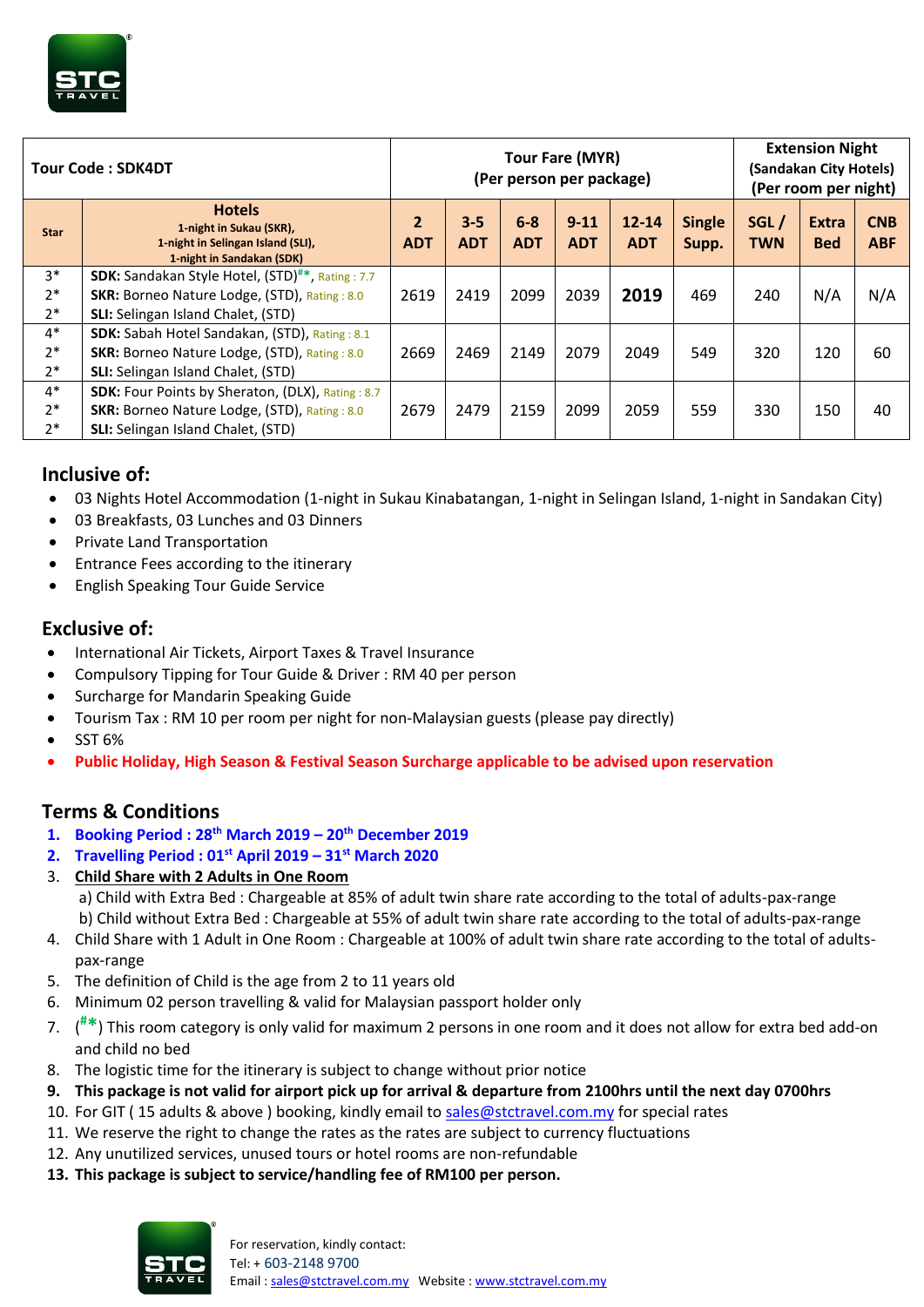| Tour Code : SDK4DT | | Tour Fare (MYR) (Per person per package) | | | | | | Extension Night (Sandakan City Hotels) (Per room per night) | | |
|---|---|---|---|---|---|---|---|---|---|---|
| Star | Hotels 1-night in Sukau (SKR), 1-night in Selingan Island (SLI), 1-night in Sandakan (SDK) | 2 ADT | 3-5 ADT | 6-8 ADT | 9-11 ADT | 12-14 ADT | Single Supp. | SGL / TWN | Extra Bed | CNB ABF |
| 3* 2* 2* | **SDK:** Sandakan Style Hotel, (STD)#**, Rating : 7.7 **SKR:** Borneo Nature Lodge, (STD), Rating : 8.0 **SLI:** Selingan Island Chalet, (STD) | 2619 | 2419 | 2099 | 2039 | **2019** | 469 | 240 | N/A | N/A |
| 4* 2* 2* | **SDK:** Sabah Hotel Sandakan, (STD), Rating : 8.1 **SKR:** Borneo Nature Lodge, (STD), Rating : 8.0 **SLI:** Selingan Island Chalet, (STD) | 2669 | 2469 | 2149 | 2079 | 2049 | 549 | 320 | 120 | 60 |
| 4* 2* 2* | **SDK:** Four Points by Sheraton, (DLX), Rating : 8.7 **SKR:** Borneo Nature Lodge, (STD), Rating : 8.0 **SLI:** Selingan Island Chalet, (STD) | 2679 | 2479 | 2159 | 2099 | 2059 | 559 | 330 | 150 | 40 |

## Inclusive of:

- 03 Nights Hotel Accommodation (1-night in Sukau Kinabatangan, 1-night in Selingan Island, 1-night in Sandakan City)
- 03 Breakfasts, 03 Lunches and 03 Dinners
- Private Land Transportation
- Entrance Fees according to the itinerary
- English Speaking Tour Guide Service

## Exclusive of:

- International Air Tickets, Airport Taxes & Travel Insurance
- Compulsory Tipping for Tour Guide & Driver : RM 40 per person
- Surcharge for Mandarin Speaking Guide
- Tourism Tax : RM 10 per room per night for non-Malaysian guests (please pay directly)
- SST 6%
- **Public Holiday, High Season & Festival Season Surcharge applicable to be advised upon reservation**

## Terms & Conditions

1. **Booking Period : 28th March 2019 – 20th December 2019**
2. **Travelling Period : 01st April 2019 – 31st March 2020**
3. <u>**Child Share with 2 Adults in One Room**</u>
   a) Child with Extra Bed : Chargeable at 85% of adult twin share rate according to the total of adults-pax-range
   b) Child without Extra Bed : Chargeable at 55% of adult twin share rate according to the total of adults-pax-range
4. Child Share with 1 Adult in One Room : Chargeable at 100% of adult twin share rate according to the total of adults-pax-range
5. The definition of Child is the age from 2 to 11 years old
6. Minimum 02 person travelling & valid for Malaysian passport holder only
7. (#**) This room category is only valid for maximum 2 persons in one room and it does not allow for extra bed add-on and child no bed
8. The logistic time for the itinerary is subject to change without prior notice
9. **This package is not valid for airport pick up for arrival & departure from 2100hrs until the next day 0700hrs**
10. For GIT ( 15 adults & above ) booking, kindly email to sales@stctravel.com.my for special rates
11. We reserve the right to change the rates as the rates are subject to currency fluctuations
12. Any unutilized services, unused tours or hotel rooms are non-refundable
13. **This package is subject to service/handling fee of RM100 per person.**

For reservation, kindly contact:
Tel: + 603-2148 9700
Email : sales@stctravel.com.my Website : www.stctravel.com.my